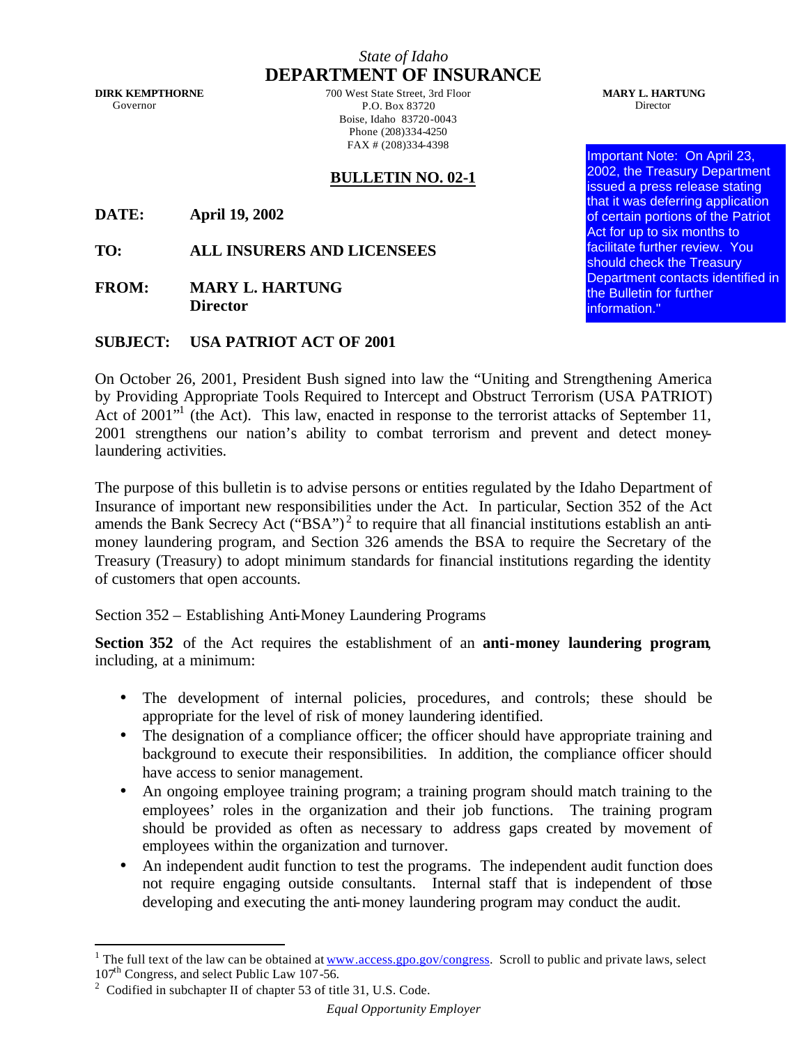*State of Idaho*

# DEPARTMENT OF INSURANCE

**DIRK KEMPTHORNE**
Governor

700 West State Street, 3rd Floor
P.O. Box 83720
Boise, Idaho 83720-0043
Phone (208)334-4250
FAX # (208)334-4398

**MARY L. HARTUNG**
Director

Important Note: On April 23, 2002, the Treasury Department issued a press release stating that it was deferring application of certain portions of the Patriot Act for up to six months to facilitate further review. You should check the Treasury Department contacts identified in the Bulletin for further information."

## BULLETIN NO. 02-1

**DATE:** **April 19, 2002**

**TO:** **ALL INSURERS AND LICENSEES**

**FROM:** **MARY L. HARTUNG**
**Director**

**SUBJECT:** **USA PATRIOT ACT OF 2001**

On October 26, 2001, President Bush signed into law the "Uniting and Strengthening America by Providing Appropriate Tools Required to Intercept and Obstruct Terrorism (USA PATRIOT) Act of 2001"[1] (the Act). This law, enacted in response to the terrorist attacks of September 11, 2001 strengthens our nation's ability to combat terrorism and prevent and detect money-laundering activities.

The purpose of this bulletin is to advise persons or entities regulated by the Idaho Department of Insurance of important new responsibilities under the Act. In particular, Section 352 of the Act amends the Bank Secrecy Act ("BSA")[2] to require that all financial institutions establish an anti-money laundering program, and Section 326 amends the BSA to require the Secretary of the Treasury (Treasury) to adopt minimum standards for financial institutions regarding the identity of customers that open accounts.

Section 352 – Establishing Anti-Money Laundering Programs

**Section 352** of the Act requires the establishment of an **anti-money laundering program**, including, at a minimum:

- The development of internal policies, procedures, and controls; these should be appropriate for the level of risk of money laundering identified.
- The designation of a compliance officer; the officer should have appropriate training and background to execute their responsibilities. In addition, the compliance officer should have access to senior management.
- An ongoing employee training program; a training program should match training to the employees' roles in the organization and their job functions. The training program should be provided as often as necessary to address gaps created by movement of employees within the organization and turnover.
- An independent audit function to test the programs. The independent audit function does not require engaging outside consultants. Internal staff that is independent of those developing and executing the anti-money laundering program may conduct the audit.

---

[1] The full text of the law can be obtained at www.access.gpo.gov/congress. Scroll to public and private laws, select 107th Congress, and select Public Law 107-56.

[2] Codified in subchapter II of chapter 53 of title 31, U.S. Code.

*Equal Opportunity Employer*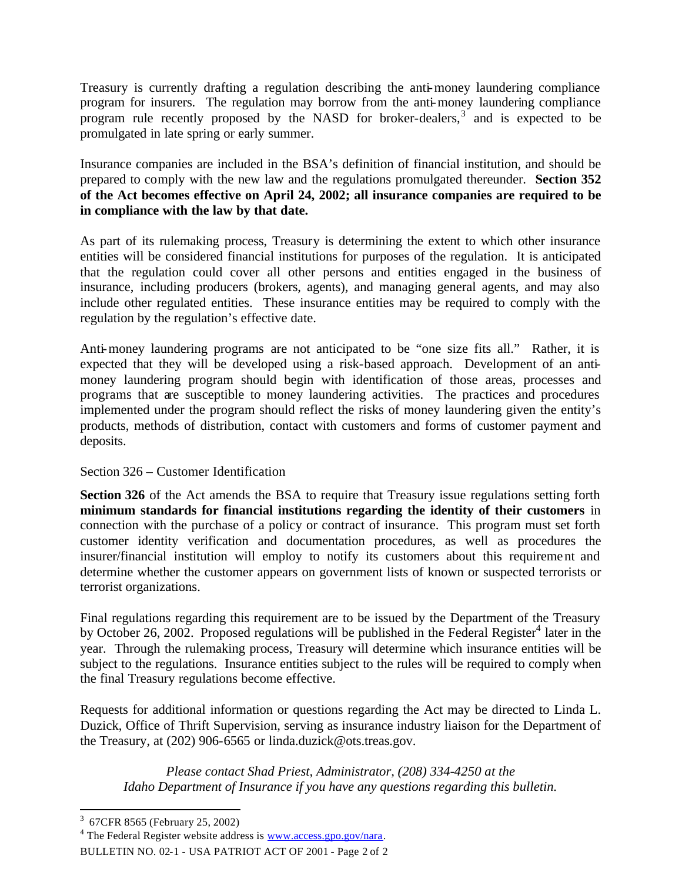Treasury is currently drafting a regulation describing the anti-money laundering compliance program for insurers. The regulation may borrow from the anti-money laundering compliance program rule recently proposed by the NASD for broker-dealers,[3] and is expected to be promulgated in late spring or early summer.

Insurance companies are included in the BSA's definition of financial institution, and should be prepared to comply with the new law and the regulations promulgated thereunder. **Section 352 of the Act becomes effective on April 24, 2002; all insurance companies are required to be in compliance with the law by that date.**

As part of its rulemaking process, Treasury is determining the extent to which other insurance entities will be considered financial institutions for purposes of the regulation. It is anticipated that the regulation could cover all other persons and entities engaged in the business of insurance, including producers (brokers, agents), and managing general agents, and may also include other regulated entities. These insurance entities may be required to comply with the regulation by the regulation's effective date.

Anti-money laundering programs are not anticipated to be "one size fits all." Rather, it is expected that they will be developed using a risk-based approach. Development of an anti-money laundering program should begin with identification of those areas, processes and programs that are susceptible to money laundering activities. The practices and procedures implemented under the program should reflect the risks of money laundering given the entity's products, methods of distribution, contact with customers and forms of customer payment and deposits.

Section 326 – Customer Identification

**Section 326** of the Act amends the BSA to require that Treasury issue regulations setting forth **minimum standards for financial institutions regarding the identity of their customers** in connection with the purchase of a policy or contract of insurance. This program must set forth customer identity verification and documentation procedures, as well as procedures the insurer/financial institution will employ to notify its customers about this requirement and determine whether the customer appears on government lists of known or suspected terrorists or terrorist organizations.

Final regulations regarding this requirement are to be issued by the Department of the Treasury by October 26, 2002. Proposed regulations will be published in the Federal Register[4] later in the year. Through the rulemaking process, Treasury will determine which insurance entities will be subject to the regulations. Insurance entities subject to the rules will be required to comply when the final Treasury regulations become effective.

Requests for additional information or questions regarding the Act may be directed to Linda L. Duzick, Office of Thrift Supervision, serving as insurance industry liaison for the Department of the Treasury, at (202) 906-6565 or linda.duzick@ots.treas.gov.

*Please contact Shad Priest, Administrator, (208) 334-4250 at the Idaho Department of Insurance if you have any questions regarding this bulletin.*

---

[3] 67CFR 8565 (February 25, 2002)

[4] The Federal Register website address is www.access.gpo.gov/nara.

BULLETIN NO. 02-1 - USA PATRIOT ACT OF 2001